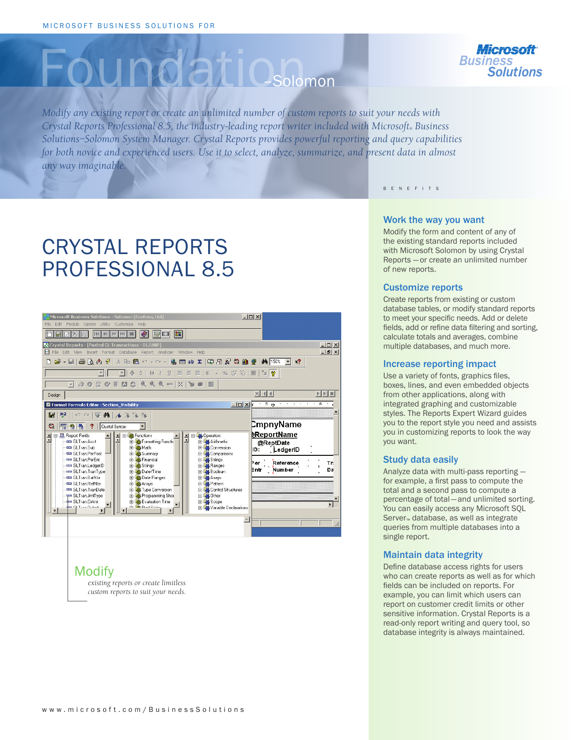MICROSOFT BUSINESS SOLUTIONS FOR

# Foundation–Solomon

Microsoft Business Solutions

*Modify any existing report or create an unlimited number of custom reports to suit your needs with Crystal Reports Professional 8.5, the industry-leading report writer included with Microsoft® Business Solutions–Solomon System Manager. Crystal Reports provides powerful reporting and query capabilities for both novice and experienced users. Use it to select, analyze, summarize, and present data in almost any way imaginable.*

# CRYSTAL REPORTS PROFESSIONAL 8.5

Modify

*existing reports or create limitless custom reports to suit your needs.*

BENEFITS

## Work the way you want

Modify the form and content of any of the existing standard reports included with Microsoft Solomon by using Crystal Reports —or create an unlimited number of new reports.

## Customize reports

Create reports from existing or custom database tables, or modify standard reports to meet your specific needs. Add or delete fields, add or refine data filtering and sorting, calculate totals and averages, combine multiple databases, and much more.

## Increase reporting impact

Use a variety of fonts, graphics files, boxes, lines, and even embedded objects from other applications, along with integrated graphing and customizable styles. The Reports Expert Wizard guides you to the report style you need and assists you in customizing reports to look the way you want.

## Study data easily

Analyze data with multi-pass reporting — for example, a first pass to compute the total and a second pass to compute a percentage of total—and unlimited sorting. You can easily access any Microsoft SQL Server™ database, as well as integrate queries from multiple databases into a single report.

## Maintain data integrity

Define database access rights for users who can create reports as well as for which fields can be included on reports. For example, you can limit which users can report on customer credit limits or other sensitive information. Crystal Reports is a read-only report writing and query tool, so database integrity is always maintained.

www.microsoft.com/BusinessSolutions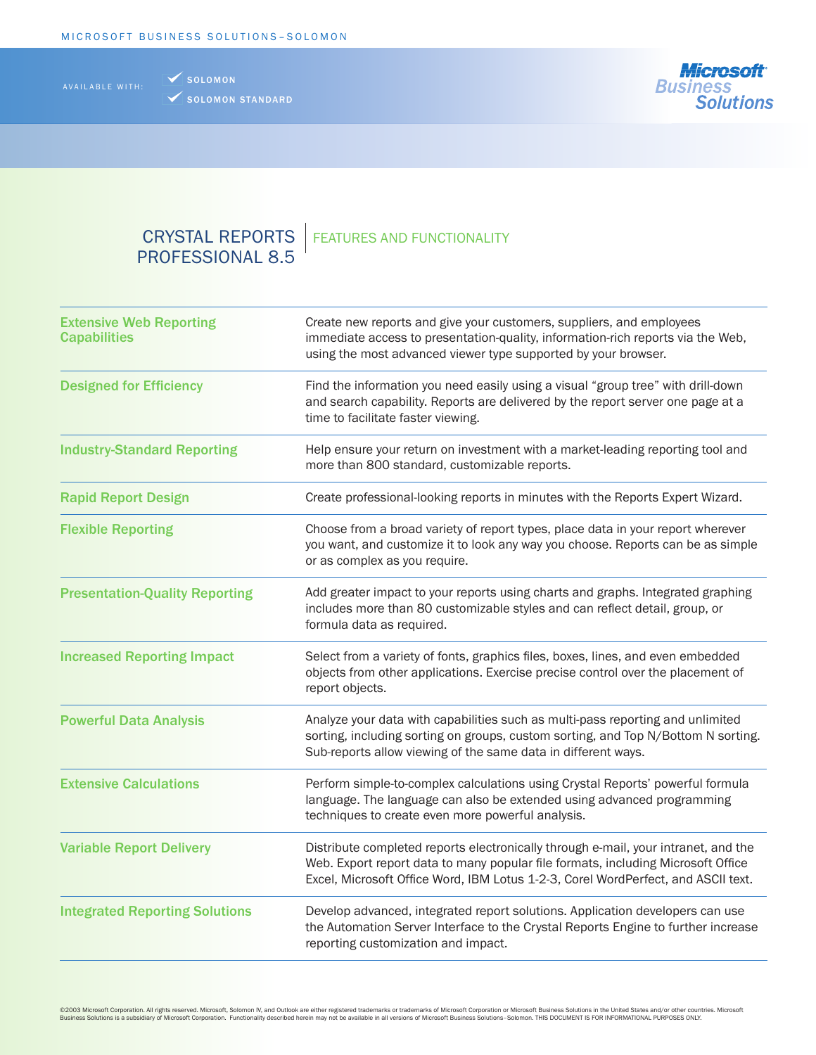MICROSOFT BUSINESS SOLUTIONS–SOLOMON

AVAILABLE WITH: ✓ SOLOMON ✓ SOLOMON STANDARD

Microsoft Business Solutions

# CRYSTAL REPORTS PROFESSIONAL 8.5 | FEATURES AND FUNCTIONALITY

| | |
|---|---|
| **Extensive Web Reporting Capabilities** | Create new reports and give your customers, suppliers, and employees immediate access to presentation-quality, information-rich reports via the Web, using the most advanced viewer type supported by your browser. |
| **Designed for Efficiency** | Find the information you need easily using a visual "group tree" with drill-down and search capability. Reports are delivered by the report server one page at a time to facilitate faster viewing. |
| **Industry-Standard Reporting** | Help ensure your return on investment with a market-leading reporting tool and more than 800 standard, customizable reports. |
| **Rapid Report Design** | Create professional-looking reports in minutes with the Reports Expert Wizard. |
| **Flexible Reporting** | Choose from a broad variety of report types, place data in your report wherever you want, and customize it to look any way you choose. Reports can be as simple or as complex as you require. |
| **Presentation-Quality Reporting** | Add greater impact to your reports using charts and graphs. Integrated graphing includes more than 80 customizable styles and can reflect detail, group, or formula data as required. |
| **Increased Reporting Impact** | Select from a variety of fonts, graphics files, boxes, lines, and even embedded objects from other applications. Exercise precise control over the placement of report objects. |
| **Powerful Data Analysis** | Analyze your data with capabilities such as multi-pass reporting and unlimited sorting, including sorting on groups, custom sorting, and Top N/Bottom N sorting. Sub-reports allow viewing of the same data in different ways. |
| **Extensive Calculations** | Perform simple-to-complex calculations using Crystal Reports' powerful formula language. The language can also be extended using advanced programming techniques to create even more powerful analysis. |
| **Variable Report Delivery** | Distribute completed reports electronically through e-mail, your intranet, and the Web. Export report data to many popular file formats, including Microsoft Office Excel, Microsoft Office Word, IBM Lotus 1-2-3, Corel WordPerfect, and ASCII text. |
| **Integrated Reporting Solutions** | Develop advanced, integrated report solutions. Application developers can use the Automation Server Interface to the Crystal Reports Engine to further increase reporting customization and impact. |

©2003 Microsoft Corporation. All rights reserved. Microsoft, Solomon IV, and Outlook are either registered trademarks or trademarks of Microsoft Corporation or Microsoft Business Solutions in the United States and/or other countries. Microsoft Business Solutions is a subsidiary of Microsoft Corporation. Functionality described herein may not be available in all versions of Microsoft Business Solutions–Solomon. THIS DOCUMENT IS FOR INFORMATIONAL PURPOSES ONLY.